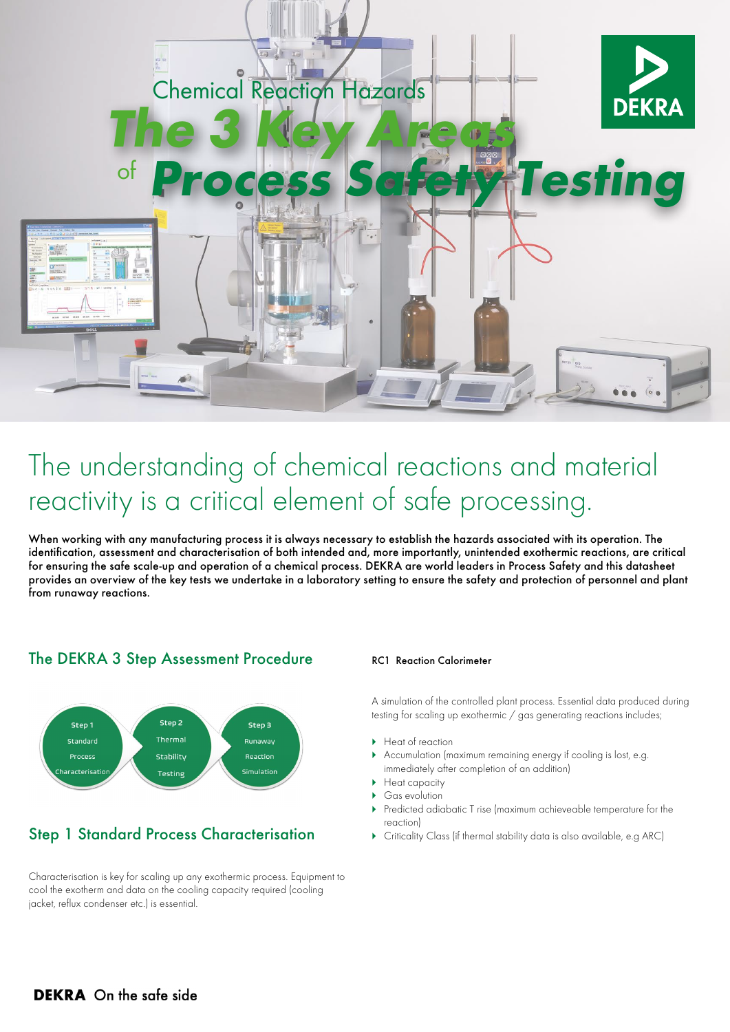# Chemical Reaction Hazards

# *The 3 Key Areas of Process Safety Testing*

## The understanding of chemical reactions and material reactivity is a critical element of safe processing.

**When working with any manufacturing process it is always necessary to establish the hazards associated with its operation. The identification, assessment and characterisation of both intended and, more importantly, unintended exothermic reactions, are critical for ensuring the safe scale-up and operation of a chemical process. DEKRA are world leaders in Process Safety and this datasheet provides an overview of the key tests we undertake in a laboratory setting to ensure the safety and protection of personnel and plant from runaway reactions.**

## The DEKRA 3 Step Assessment Procedure

- Step 1 Standard Process Characterisation
- Step 2 Thermal Stability Testing
- Step 3 Runaway Reaction Simulation

## Step 1 Standard Process Characterisation

Characterisation is key for scaling up any exothermic process. Equipment to cool the exotherm and data on the cooling capacity required (cooling jacket, reflux condenser etc.) is essential.

**RC1 Reaction Calorimeter**

A simulation of the controlled plant process. Essential data produced during testing for scaling up exothermic / gas generating reactions includes;

- Heat of reaction
- Accumulation (maximum remaining energy if cooling is lost, e.g. immediately after completion of an addition)
- Heat capacity
- Gas evolution
- Predicted adiabatic T rise (maximum achieveable temperature for the reaction)
- Criticality Class (if thermal stability data is also available, e.g ARC)

**DEKRA** On the safe side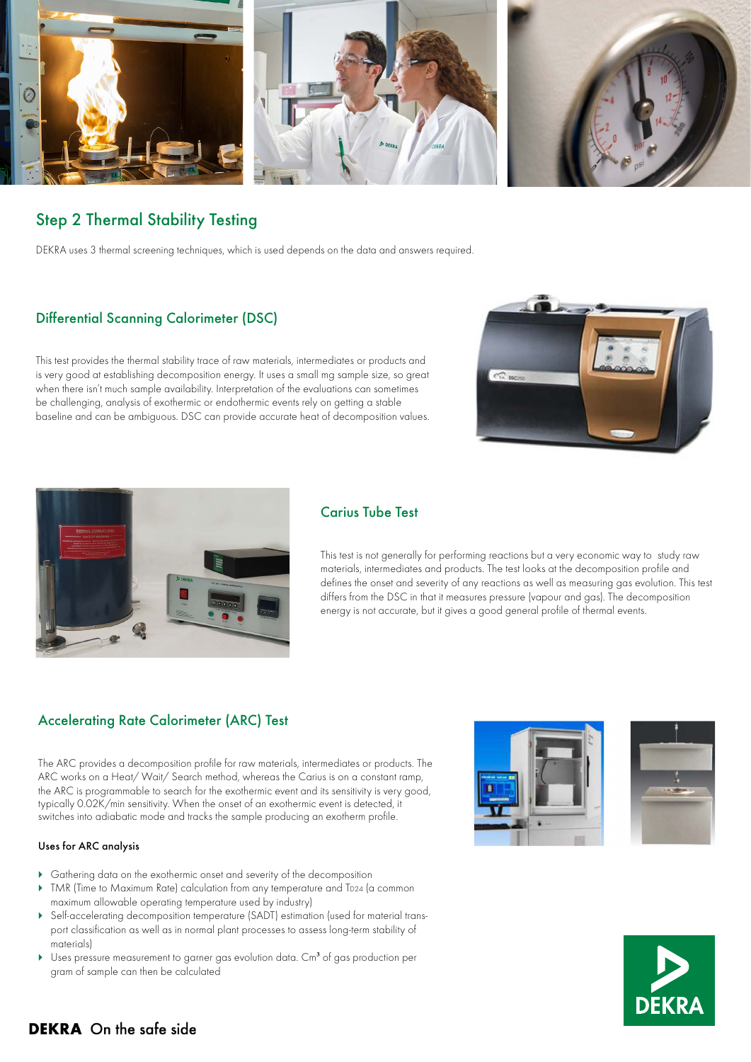## Step 2 Thermal Stability Testing

DEKRA uses 3 thermal screening techniques, which is used depends on the data and answers required.

### Differential Scanning Calorimeter (DSC)

This test provides the thermal stability trace of raw materials, intermediates or products and is very good at establishing decomposition energy. It uses a small mg sample size, so great when there isn't much sample availability. Interpretation of the evaluations can sometimes be challenging, analysis of exothermic or endothermic events rely on getting a stable baseline and can be ambiguous. DSC can provide accurate heat of decomposition values.

### Carius Tube Test

This test is not generally for performing reactions but a very economic way to study raw materials, intermediates and products. The test looks at the decomposition profile and defines the onset and severity of any reactions as well as measuring gas evolution. This test differs from the DSC in that it measures pressure (vapour and gas). The decomposition energy is not accurate, but it gives a good general profile of thermal events.

### Accelerating Rate Calorimeter (ARC) Test

The ARC provides a decomposition profile for raw materials, intermediates or products. The ARC works on a Heat/ Wait/ Search method, whereas the Carius is on a constant ramp, the ARC is programmable to search for the exothermic event and its sensitivity is very good, typically 0.02K/min sensitivity. When the onset of an exothermic event is detected, it switches into adiabatic mode and tracks the sample producing an exotherm profile.

**Uses for ARC analysis**

- Gathering data on the exothermic onset and severity of the decomposition
- TMR (Time to Maximum Rate) calculation from any temperature and $T_{D24}$ (a common maximum allowable operating temperature used by industry)
- Self-accelerating decomposition temperature (SADT) estimation (used for material transport classification as well as in normal plant processes to assess long-term stability of materials)
- Uses pressure measurement to garner gas evolution data. $Cm^3$ of gas production per gram of sample can then be calculated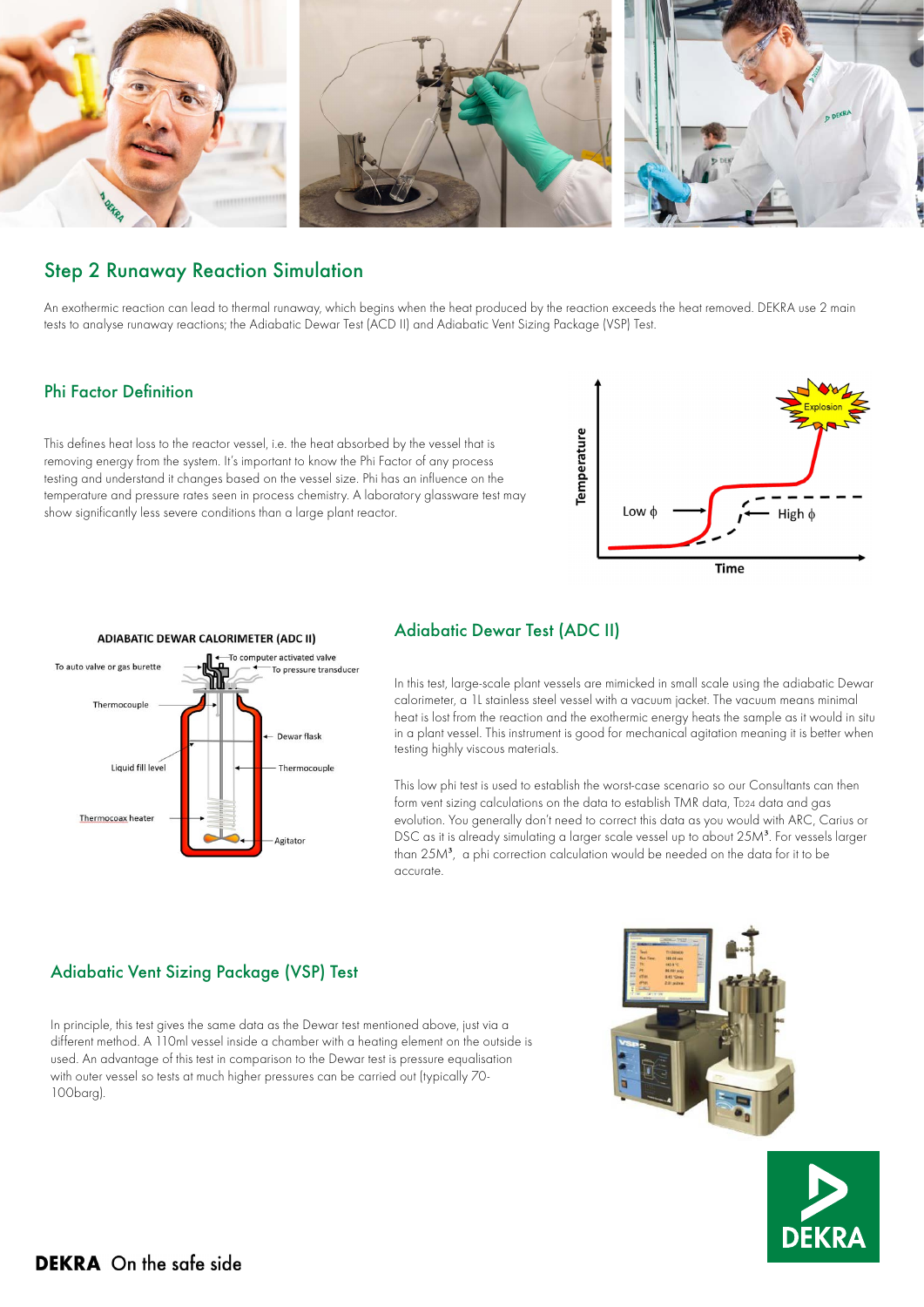## Step 2 Runaway Reaction Simulation

An exothermic reaction can lead to thermal runaway, which begins when the heat produced by the reaction exceeds the heat removed. DEKRA use 2 main tests to analyse runaway reactions; the Adiabatic Dewar Test (ACD II) and Adiabatic Vent Sizing Package (VSP) Test.

### Phi Factor Definition

This defines heat loss to the reactor vessel, i.e. the heat absorbed by the vessel that is removing energy from the system. It's important to know the Phi Factor of any process testing and understand it changes based on the vessel size. Phi has an influence on the temperature and pressure rates seen in process chemistry. A laboratory glassware test may show significantly less severe conditions than a large plant reactor.

### Adiabatic Dewar Test (ADC II)

In this test, large-scale plant vessels are mimicked in small scale using the adiabatic Dewar calorimeter, a 1L stainless steel vessel with a vacuum jacket. The vacuum means minimal heat is lost from the reaction and the exothermic energy heats the sample as it would in situ in a plant vessel. This instrument is good for mechanical agitation meaning it is better when testing highly viscous materials.

This low phi test is used to establish the worst-case scenario so our Consultants can then form vent sizing calculations on the data to establish TMR data, $T_{D24}$ data and gas evolution. You generally don't need to correct this data as you would with ARC, Carius or DSC as it is already simulating a larger scale vessel up to about 25M³. For vessels larger than 25M³, a phi correction calculation would be needed on the data for it to be accurate.

### Adiabatic Vent Sizing Package (VSP) Test

In principle, this test gives the same data as the Dewar test mentioned above, just via a different method. A 110ml vessel inside a chamber with a heating element on the outside is used. An advantage of this test in comparison to the Dewar test is pressure equalisation with outer vessel so tests at much higher pressures can be carried out (typically 70-100barg).

**DEKRA** On the safe side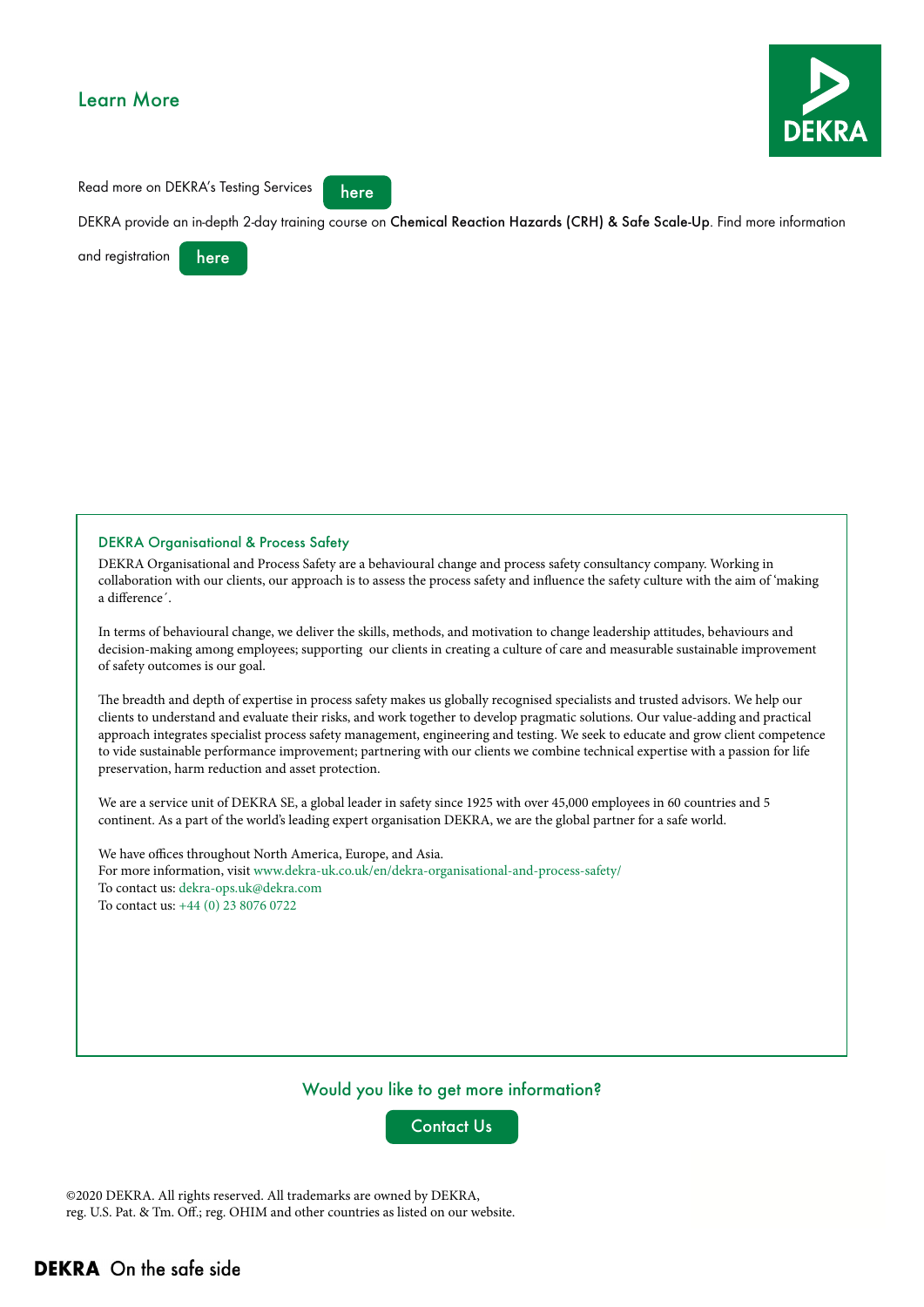## Learn More

Read more on DEKRA's Testing Services here

DEKRA provide an in-depth 2-day training course on **Chemical Reaction Hazards (CRH) & Safe Scale-Up**. Find more information and registration here

### DEKRA Organisational & Process Safety

DEKRA Organisational and Process Safety are a behavioural change and process safety consultancy company. Working in collaboration with our clients, our approach is to assess the process safety and influence the safety culture with the aim of 'making a difference´.

In terms of behavioural change, we deliver the skills, methods, and motivation to change leadership attitudes, behaviours and decision-making among employees; supporting our clients in creating a culture of care and measurable sustainable improvement of safety outcomes is our goal.

The breadth and depth of expertise in process safety makes us globally recognised specialists and trusted advisors. We help our clients to understand and evaluate their risks, and work together to develop pragmatic solutions. Our value-adding and practical approach integrates specialist process safety management, engineering and testing. We seek to educate and grow client competence to vide sustainable performance improvement; partnering with our clients we combine technical expertise with a passion for life preservation, harm reduction and asset protection.

We are a service unit of DEKRA SE, a global leader in safety since 1925 with over 45,000 employees in 60 countries and 5 continent. As a part of the world's leading expert organisation DEKRA, we are the global partner for a safe world.

We have offices throughout North America, Europe, and Asia.
For more information, visit www.dekra-uk.co.uk/en/dekra-organisational-and-process-safety/
To contact us: dekra-ops.uk@dekra.com
To contact us: +44 (0) 23 8076 0722

Would you like to get more information?

Contact Us

©2020 DEKRA. All rights reserved. All trademarks are owned by DEKRA, reg. U.S. Pat. & Tm. Off.; reg. OHIM and other countries as listed on our website.

**DEKRA** On the safe side